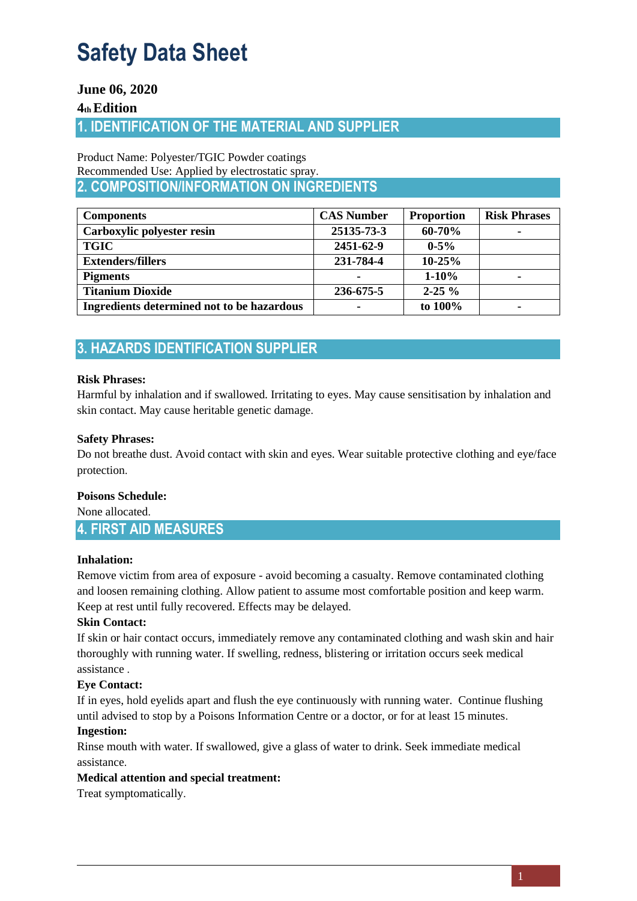# Safety Data Sheet

**June 06, 2020**

**4th Edition**

## 1. IDENTIFICATION OF THE MATERIAL AND SUPPLIER

Product Name: Polyester/TGIC Powder coatings
Recommended Use: Applied by electrostatic spray.

## 2. COMPOSITION/INFORMATION ON INGREDIENTS

| Components | CAS Number | Proportion | Risk Phrases |
|---|---|---|---|
| **Carboxylic polyester resin** | **25135-73-3** | **60-70%** | **-** |
| **TGIC** | **2451-62-9** | **0-5%** | |
| **Extenders/fillers** | **231-784-4** | **10-25%** | |
| **Pigments** | **-** | **1-10%** | **-** |
| **Titanium Dioxide** | **236-675-5** | **2-25 %** | |
| **Ingredients determined not to be hazardous** | **-** | **to 100%** | **-** |

## 3. HAZARDS IDENTIFICATION SUPPLIER

**Risk Phrases:**

Harmful by inhalation and if swallowed. Irritating to eyes. May cause sensitisation by inhalation and skin contact. May cause heritable genetic damage.

**Safety Phrases:**

Do not breathe dust. Avoid contact with skin and eyes. Wear suitable protective clothing and eye/face protection.

**Poisons Schedule:**

None allocated.

## 4. FIRST AID MEASURES

**Inhalation:**

Remove victim from area of exposure - avoid becoming a casualty. Remove contaminated clothing and loosen remaining clothing. Allow patient to assume most comfortable position and keep warm. Keep at rest until fully recovered. Effects may be delayed.

**Skin Contact:**

If skin or hair contact occurs, immediately remove any contaminated clothing and wash skin and hair thoroughly with running water. If swelling, redness, blistering or irritation occurs seek medical assistance .

**Eye Contact:**

If in eyes, hold eyelids apart and flush the eye continuously with running water. Continue flushing until advised to stop by a Poisons Information Centre or a doctor, or for at least 15 minutes.

**Ingestion:**

Rinse mouth with water. If swallowed, give a glass of water to drink. Seek immediate medical assistance.

**Medical attention and special treatment:**

Treat symptomatically.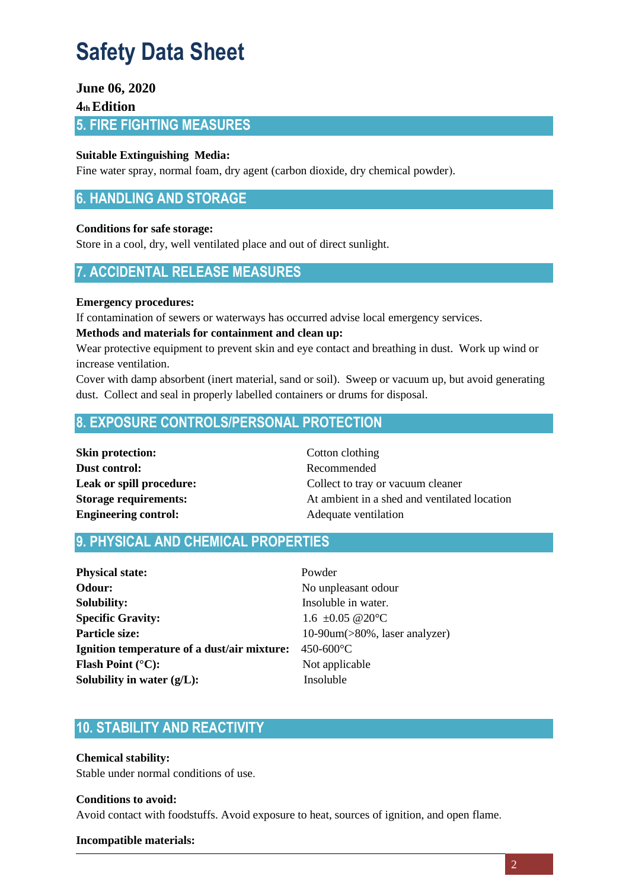# Safety Data Sheet

**June 06, 2020**

**4th Edition**

## 5. FIRE FIGHTING MEASURES

**Suitable Extinguishing Media:**

Fine water spray, normal foam, dry agent (carbon dioxide, dry chemical powder).

## 6. HANDLING AND STORAGE

**Conditions for safe storage:**

Store in a cool, dry, well ventilated place and out of direct sunlight.

## 7. ACCIDENTAL RELEASE MEASURES

**Emergency procedures:**

If contamination of sewers or waterways has occurred advise local emergency services.

**Methods and materials for containment and clean up:**

Wear protective equipment to prevent skin and eye contact and breathing in dust. Work up wind or increase ventilation.

Cover with damp absorbent (inert material, sand or soil). Sweep or vacuum up, but avoid generating dust. Collect and seal in properly labelled containers or drums for disposal.

## 8. EXPOSURE CONTROLS/PERSONAL PROTECTION

| | |
|---|---|
| **Skin protection:** | Cotton clothing |
| **Dust control:** | Recommended |
| **Leak or spill procedure:** | Collect to tray or vacuum cleaner |
| **Storage requirements:** | At ambient in a shed and ventilated location |
| **Engineering control:** | Adequate ventilation |

## 9. PHYSICAL AND CHEMICAL PROPERTIES

| | |
|---|---|
| **Physical state:** | Powder |
| **Odour:** | No unpleasant odour |
| **Solubility:** | Insoluble in water. |
| **Specific Gravity:** | 1.6 ±0.05 @20°C |
| **Particle size:** | 10-90um(>80%, laser analyzer) |
| **Ignition temperature of a dust/air mixture:** | 450-600°C |
| **Flash Point (°C):** | Not applicable |
| **Solubility in water (g/L):** | Insoluble |

## 10. STABILITY AND REACTIVITY

**Chemical stability:**

Stable under normal conditions of use.

**Conditions to avoid:**

Avoid contact with foodstuffs. Avoid exposure to heat, sources of ignition, and open flame.

**Incompatible materials:**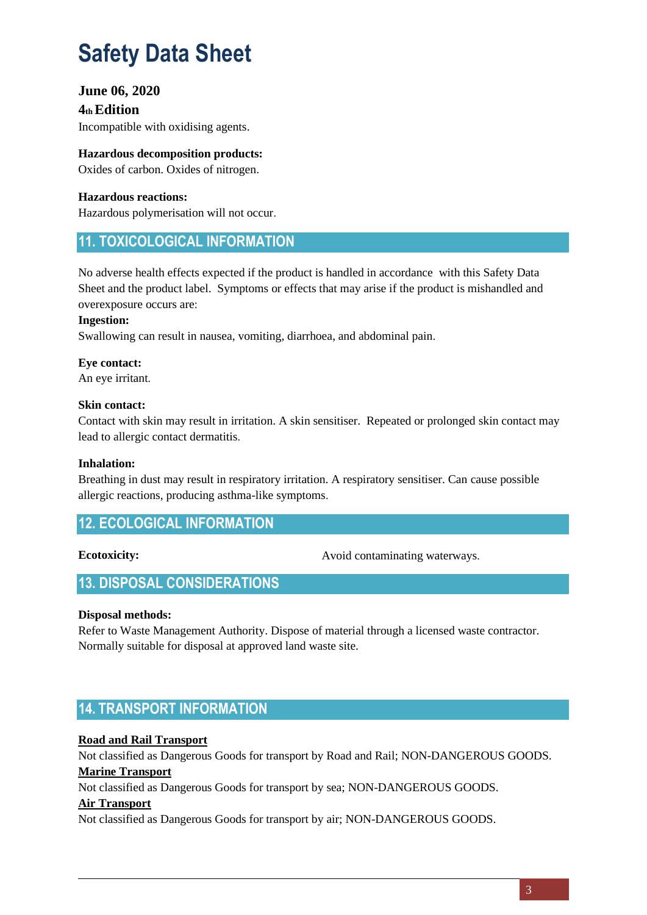# Safety Data Sheet

**June 06, 2020**

**4th Edition**

Incompatible with oxidising agents.

**Hazardous decomposition products:**
Oxides of carbon. Oxides of nitrogen.

**Hazardous reactions:**
Hazardous polymerisation will not occur.

## 11. TOXICOLOGICAL INFORMATION

No adverse health effects expected if the product is handled in accordance with this Safety Data Sheet and the product label. Symptoms or effects that may arise if the product is mishandled and overexposure occurs are:

**Ingestion:**
Swallowing can result in nausea, vomiting, diarrhoea, and abdominal pain.

**Eye contact:**
An eye irritant.

**Skin contact:**
Contact with skin may result in irritation. A skin sensitiser. Repeated or prolonged skin contact may lead to allergic contact dermatitis.

**Inhalation:**
Breathing in dust may result in respiratory irritation. A respiratory sensitiser. Can cause possible allergic reactions, producing asthma-like symptoms.

## 12. ECOLOGICAL INFORMATION

**Ecotoxicity:** Avoid contaminating waterways.

## 13. DISPOSAL CONSIDERATIONS

**Disposal methods:**
Refer to Waste Management Authority. Dispose of material through a licensed waste contractor. Normally suitable for disposal at approved land waste site.

## 14. TRANSPORT INFORMATION

**Road and Rail Transport**
Not classified as Dangerous Goods for transport by Road and Rail; NON-DANGEROUS GOODS.

**Marine Transport**
Not classified as Dangerous Goods for transport by sea; NON-DANGEROUS GOODS.

**Air Transport**
Not classified as Dangerous Goods for transport by air; NON-DANGEROUS GOODS.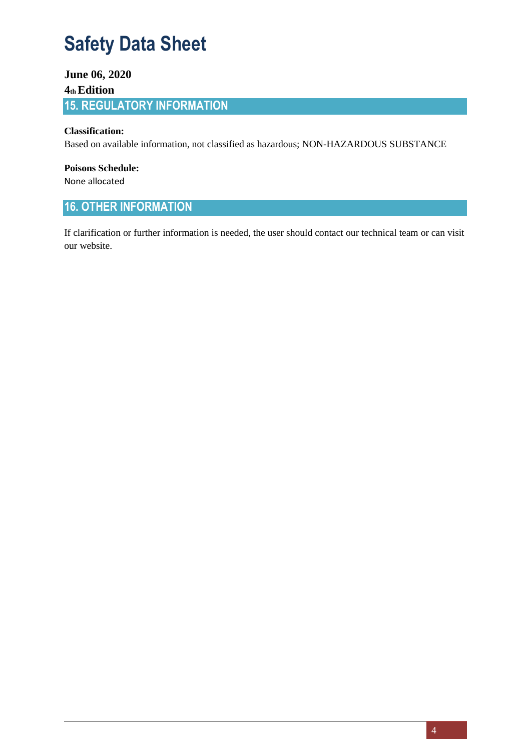# Safety Data Sheet

**June 06, 2020**

**4th Edition**

## 15. REGULATORY INFORMATION

**Classification:**

Based on available information, not classified as hazardous; NON-HAZARDOUS SUBSTANCE

**Poisons Schedule:**

None allocated

## 16. OTHER INFORMATION

If clarification or further information is needed, the user should contact our technical team or can visit our website.